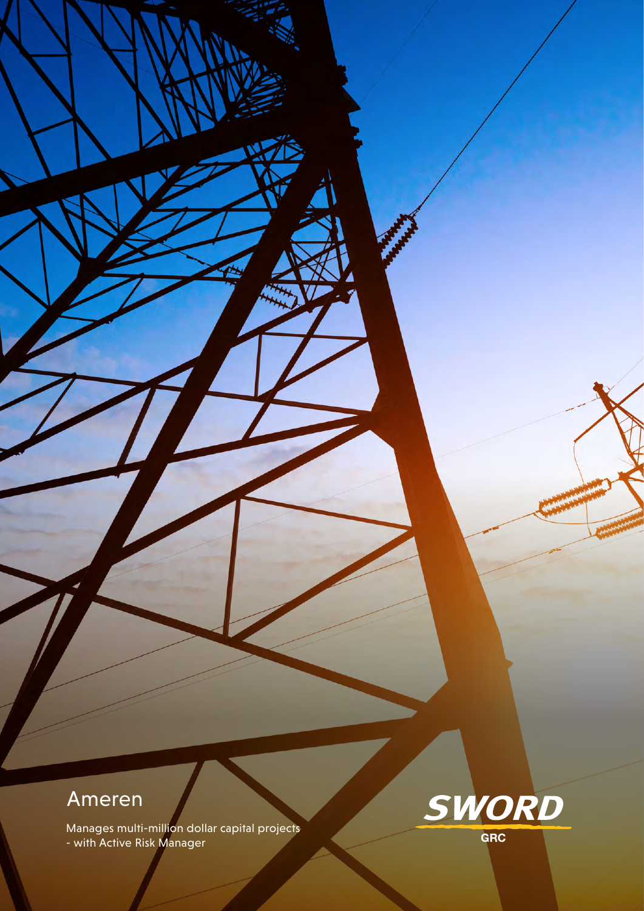# Ameren

Manages multi-million dollar capital projects
- with Active Risk Manager

SWORD GRC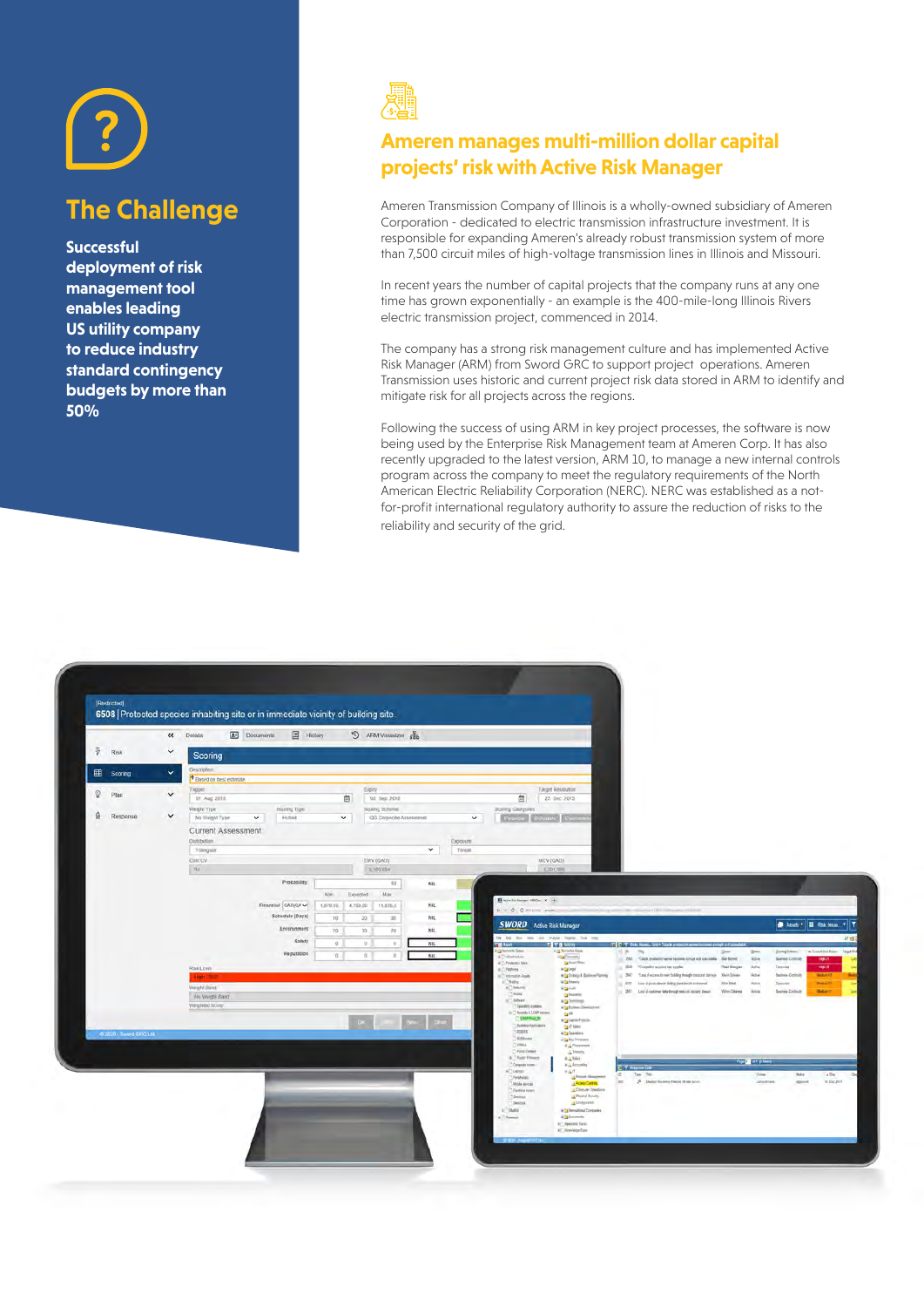## The Challenge

**Successful deployment of risk management tool enables leading US utility company to reduce industry standard contingency budgets by more than 50%**

## Ameren manages multi-million dollar capital projects' risk with Active Risk Manager

Ameren Transmission Company of Illinois is a wholly-owned subsidiary of Ameren Corporation - dedicated to electric transmission infrastructure investment. It is responsible for expanding Ameren's already robust transmission system of more than 7,500 circuit miles of high-voltage transmission lines in Illinois and Missouri.

In recent years the number of capital projects that the company runs at any one time has grown exponentially - an example is the 400-mile-long Illinois Rivers electric transmission project, commenced in 2014.

The company has a strong risk management culture and has implemented Active Risk Manager (ARM) from Sword GRC to support project operations. Ameren Transmission uses historic and current project risk data stored in ARM to identify and mitigate risk for all projects across the regions.

Following the success of using ARM in key project processes, the software is now being used by the Enterprise Risk Management team at Ameren Corp. It has also recently upgraded to the latest version, ARM 10, to manage a new internal controls program across the company to meet the regulatory requirements of the North American Electric Reliability Corporation (NERC). NERC was established as a not-for-profit international regulatory authority to assure the reduction of risks to the reliability and security of the grid.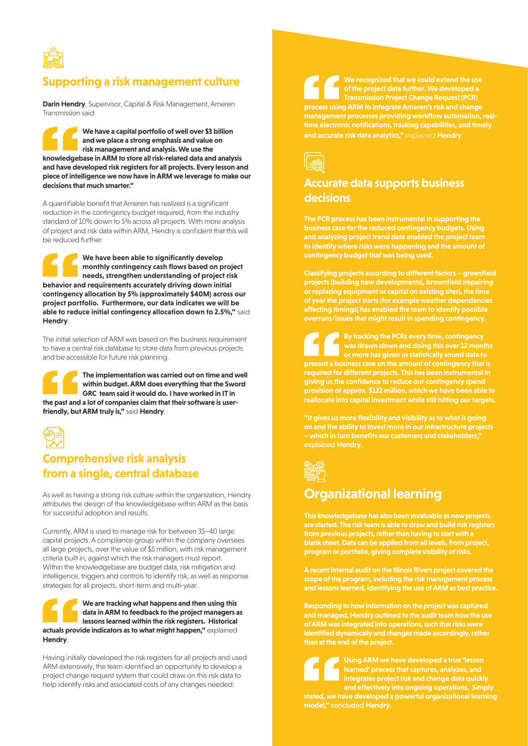## Supporting a risk management culture

**Darin Hendry**, Supervisor, Capital & Risk Management, Ameren Transmission said:

> **We have a capital portfolio of well over $3 billion and we place a strong emphasis and value on risk management and analysis. We use the knowledgebase in ARM to store all risk-related data and analysis and have developed risk registers for all projects. Every lesson and piece of intelligence we now have in ARM we leverage to make our decisions that much smarter."**

A quantifiable benefit that Ameren has realized is a significant reduction in the contingency budget required, from the industry standard of 10% down to 5% across all projects. With more analysis of project and risk data within ARM, Hendry is confident that this will be reduced further.

> **We have been able to significantly develop monthly contingency cash flows based on project needs, strengthen understanding of project risk behavior and requirements accurately driving down initial contingency allocation by 5% (approximately $40M) across our project portfolio. Furthermore, our data indicates we will be able to reduce initial contingency allocation down to 2.5%,"** said **Hendry**.

The initial selection of ARM was based on the business requirement to have a central risk database to store data from previous projects and be accessible for future risk planning.

> **The implementation was carried out on time and well within budget. ARM does everything that the Sword GRC team said it would do. I have worked in IT in the past and a lot of companies claim that their software is user-friendly, but ARM truly is,"** said **Hendry**.

## Comprehensive risk analysis from a single, central database

As well as having a strong risk culture within the organization, Hendry attributes the design of the knowledgebase within ARM as the basis for successful adoption and results.

Currently, ARM is used to manage risk for between 35–40 large capital projects. A compliance group within the company oversees all large projects, over the value of $5 million, with risk management criteria built in, against which the risk managers must report. Within the knowledgebase are budget data, risk mitigation and intelligence, triggers and controls to identify risk, as well as response strategies for all projects, short-term and multi-year.

> **We are tracking what happens and then using this data in ARM to feedback to the project managers as lessons learned within the risk registers. Historical actuals provide indicators as to what might happen,"** explained **Hendry**.

Having initially developed the risk registers for all projects and used ARM extensively, the team identified an opportunity to develop a project change request system that could draw on this risk data to help identify risks and associated costs of any changes needed.

> **We recognized that we could extend the use of the project data further. We developed a Transmission Project Change Request (PCR) process using ARM to integrate Ameren's risk and change management processes providing workflow automation, real-time electronic notifications, tracking capabilities, and timely and accurate risk data analytics,"** explained **Hendry**.

## Accurate data supports business decisions

**The PCR process has been instrumental in supporting the business case for the reduced contingency budgets. Using and analyzing project trend data enabled the project team to identify where risks were happening and the amount of contingency budget that was being used.**

**Classifying projects according to different factors – greenfield projects (building new developments), brownfield (repairing or replacing equipment or capital on existing sites), the time of year the project starts (for example weather dependencies affecting timings) has enabled the team to identify possible overruns/issues that might result in spending contingency.**

> **By tracking the PCRs every time, contingency was drawn down and doing this over 12 months or more has given us statistically sound data to present a business case on the amount of contingency that is required for different projects. This has been instrumental in giving us the confidence to reduce our contingency spend provision of approx. $122 million, which we have been able to reallocate into capital investment while still hitting our targets.**

**"It gives us more flexibility and visibility as to what is going on and the ability to invest more in our infrastructure projects – which in turn benefits our customers and stakeholders," explained Hendry.**

## Organizational learning

**This knowledgebase has also been invaluable as new projects are started. The risk team is able to draw and build risk registers from previous projects, rather than having to start with a blank sheet. Data can be applied from all levels, from project, program or portfolio, giving complete visibility of risks.**

**A recent internal audit on the Illinois Rivers project covered the scope of the program, including the risk management process and lessons learned, identifying the use of ARM as best practice.**

**Responding to how information on the project was captured and managed, Hendry outlined to the audit team how the use of ARM was integrated into operations, such that risks were identified dynamically and changes made accordingly, rather than at the end of the project.**

> **Using ARM we have developed a true 'lesson learned' process that captures, analyzes, and integrates project risk and change data quickly and effectively into ongoing operations. Simply stated, we have developed a powerful organizational learning model," concluded Hendry.**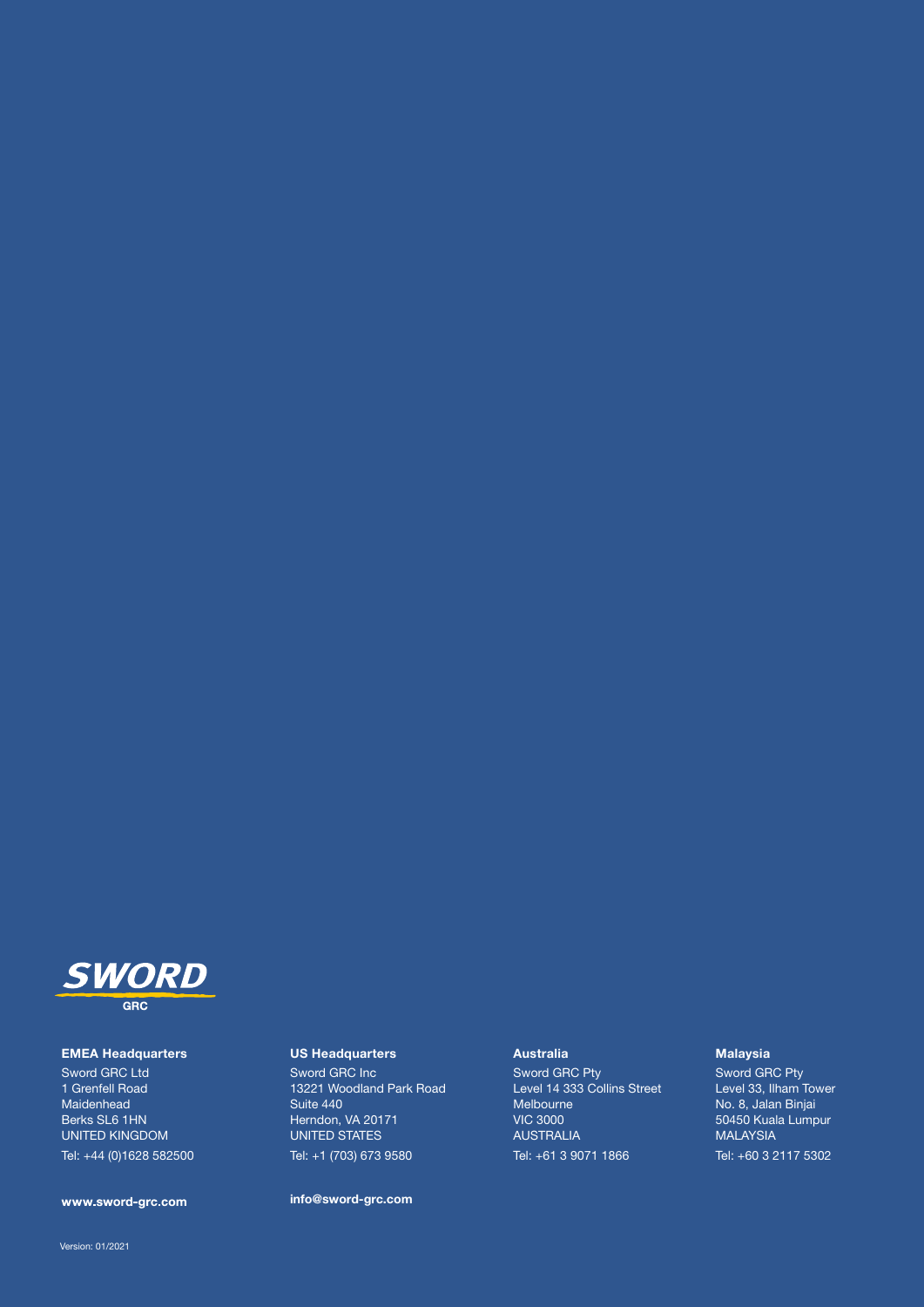SWORD

GRC

**EMEA Headquarters**

Sword GRC Ltd
1 Grenfell Road
Maidenhead
Berks SL6 1HN
UNITED KINGDOM

Tel: +44 (0)1628 582500

**US Headquarters**

Sword GRC Inc
13221 Woodland Park Road
Suite 440
Herndon, VA 20171
UNITED STATES

Tel: +1 (703) 673 9580

**Australia**

Sword GRC Pty
Level 14 333 Collins Street
Melbourne
VIC 3000
AUSTRALIA

Tel: +61 3 9071 1866

**Malaysia**

Sword GRC Pty
Level 33, Ilham Tower
No. 8, Jalan Binjai
50450 Kuala Lumpur
MALAYSIA

Tel: +60 3 2117 5302

**www.sword-grc.com**

**info@sword-grc.com**

Version: 01/2021